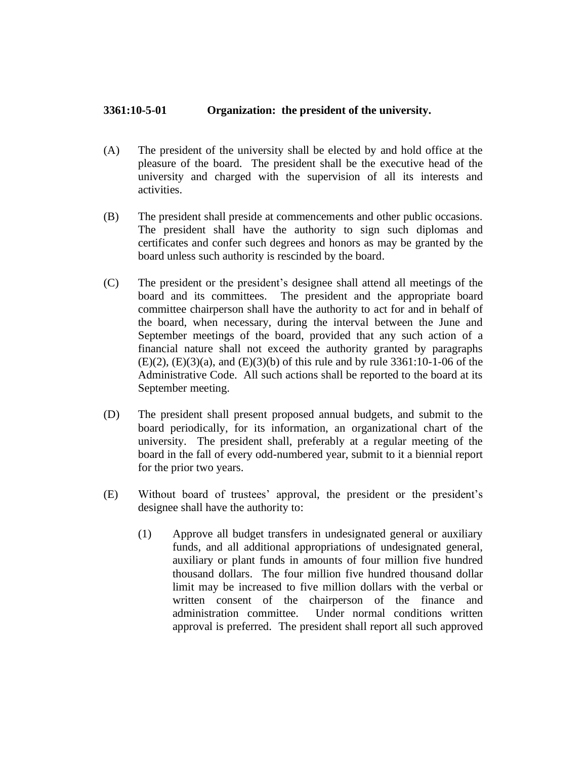**3361:10-5-01 Organization: the president of the university.**

(A) The president of the university shall be elected by and hold office at the pleasure of the board. The president shall be the executive head of the university and charged with the supervision of all its interests and activities.

(B) The president shall preside at commencements and other public occasions. The president shall have the authority to sign such diplomas and certificates and confer such degrees and honors as may be granted by the board unless such authority is rescinded by the board.

(C) The president or the president's designee shall attend all meetings of the board and its committees. The president and the appropriate board committee chairperson shall have the authority to act for and in behalf of the board, when necessary, during the interval between the June and September meetings of the board, provided that any such action of a financial nature shall not exceed the authority granted by paragraphs (E)(2), (E)(3)(a), and (E)(3)(b) of this rule and by rule 3361:10-1-06 of the Administrative Code. All such actions shall be reported to the board at its September meeting.

(D) The president shall present proposed annual budgets, and submit to the board periodically, for its information, an organizational chart of the university. The president shall, preferably at a regular meeting of the board in the fall of every odd-numbered year, submit to it a biennial report for the prior two years.

(E) Without board of trustees' approval, the president or the president's designee shall have the authority to:

(1) Approve all budget transfers in undesignated general or auxiliary funds, and all additional appropriations of undesignated general, auxiliary or plant funds in amounts of four million five hundred thousand dollars. The four million five hundred thousand dollar limit may be increased to five million dollars with the verbal or written consent of the chairperson of the finance and administration committee. Under normal conditions written approval is preferred. The president shall report all such approved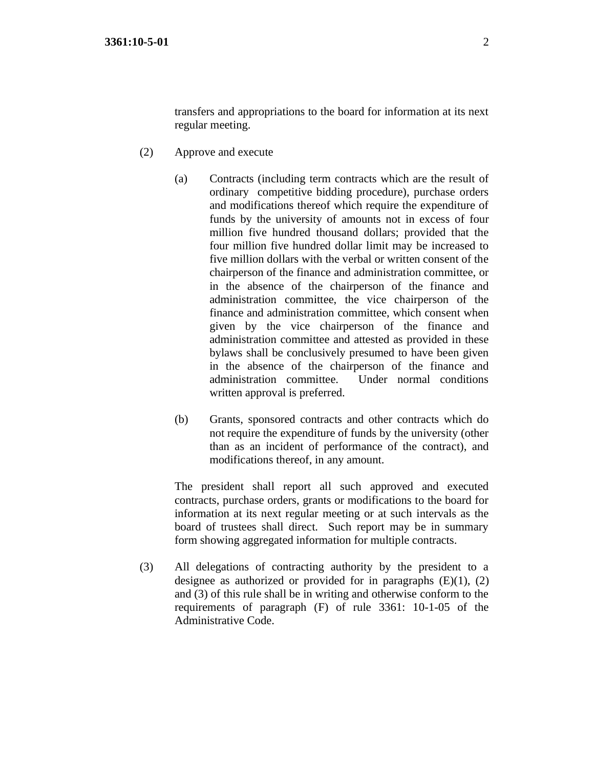transfers and appropriations to the board for information at its next regular meeting.

(2) Approve and execute

(a) Contracts (including term contracts which are the result of ordinary competitive bidding procedure), purchase orders and modifications thereof which require the expenditure of funds by the university of amounts not in excess of four million five hundred thousand dollars; provided that the four million five hundred dollar limit may be increased to five million dollars with the verbal or written consent of the chairperson of the finance and administration committee, or in the absence of the chairperson of the finance and administration committee, the vice chairperson of the finance and administration committee, which consent when given by the vice chairperson of the finance and administration committee and attested as provided in these bylaws shall be conclusively presumed to have been given in the absence of the chairperson of the finance and administration committee. Under normal conditions written approval is preferred.

(b) Grants, sponsored contracts and other contracts which do not require the expenditure of funds by the university (other than as an incident of performance of the contract), and modifications thereof, in any amount.

The president shall report all such approved and executed contracts, purchase orders, grants or modifications to the board for information at its next regular meeting or at such intervals as the board of trustees shall direct. Such report may be in summary form showing aggregated information for multiple contracts.

(3) All delegations of contracting authority by the president to a designee as authorized or provided for in paragraphs (E)(1), (2) and (3) of this rule shall be in writing and otherwise conform to the requirements of paragraph (F) of rule 3361: 10-1-05 of the Administrative Code.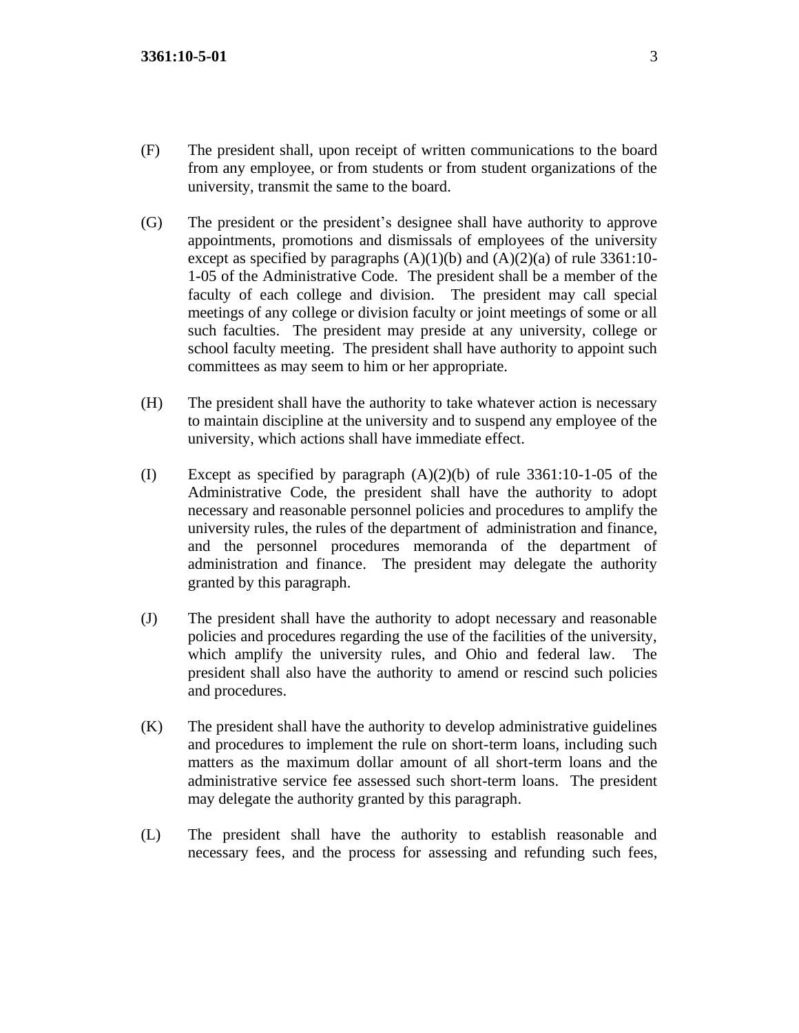(F) The president shall, upon receipt of written communications to the board from any employee, or from students or from student organizations of the university, transmit the same to the board.

(G) The president or the president's designee shall have authority to approve appointments, promotions and dismissals of employees of the university except as specified by paragraphs (A)(1)(b) and (A)(2)(a) of rule 3361:10-1-05 of the Administrative Code. The president shall be a member of the faculty of each college and division. The president may call special meetings of any college or division faculty or joint meetings of some or all such faculties. The president may preside at any university, college or school faculty meeting. The president shall have authority to appoint such committees as may seem to him or her appropriate.

(H) The president shall have the authority to take whatever action is necessary to maintain discipline at the university and to suspend any employee of the university, which actions shall have immediate effect.

(I) Except as specified by paragraph (A)(2)(b) of rule 3361:10-1-05 of the Administrative Code, the president shall have the authority to adopt necessary and reasonable personnel policies and procedures to amplify the university rules, the rules of the department of administration and finance, and the personnel procedures memoranda of the department of administration and finance. The president may delegate the authority granted by this paragraph.

(J) The president shall have the authority to adopt necessary and reasonable policies and procedures regarding the use of the facilities of the university, which amplify the university rules, and Ohio and federal law. The president shall also have the authority to amend or rescind such policies and procedures.

(K) The president shall have the authority to develop administrative guidelines and procedures to implement the rule on short-term loans, including such matters as the maximum dollar amount of all short-term loans and the administrative service fee assessed such short-term loans. The president may delegate the authority granted by this paragraph.

(L) The president shall have the authority to establish reasonable and necessary fees, and the process for assessing and refunding such fees,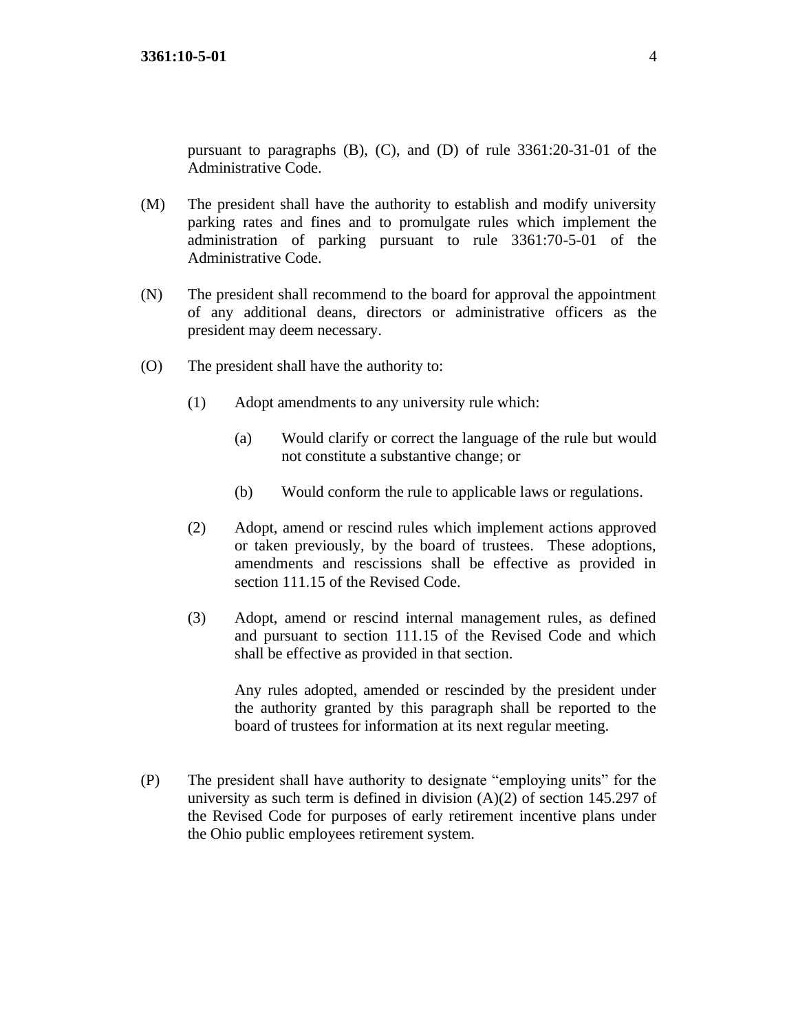pursuant to paragraphs (B), (C), and (D) of rule 3361:20-31-01 of the Administrative Code.

(M) The president shall have the authority to establish and modify university parking rates and fines and to promulgate rules which implement the administration of parking pursuant to rule 3361:70-5-01 of the Administrative Code.

(N) The president shall recommend to the board for approval the appointment of any additional deans, directors or administrative officers as the president may deem necessary.

(O) The president shall have the authority to:

   (1) Adopt amendments to any university rule which:

      (a) Would clarify or correct the language of the rule but would not constitute a substantive change; or

      (b) Would conform the rule to applicable laws or regulations.

   (2) Adopt, amend or rescind rules which implement actions approved or taken previously, by the board of trustees. These adoptions, amendments and rescissions shall be effective as provided in section 111.15 of the Revised Code.

   (3) Adopt, amend or rescind internal management rules, as defined and pursuant to section 111.15 of the Revised Code and which shall be effective as provided in that section.

   Any rules adopted, amended or rescinded by the president under the authority granted by this paragraph shall be reported to the board of trustees for information at its next regular meeting.

(P) The president shall have authority to designate "employing units" for the university as such term is defined in division (A)(2) of section 145.297 of the Revised Code for purposes of early retirement incentive plans under the Ohio public employees retirement system.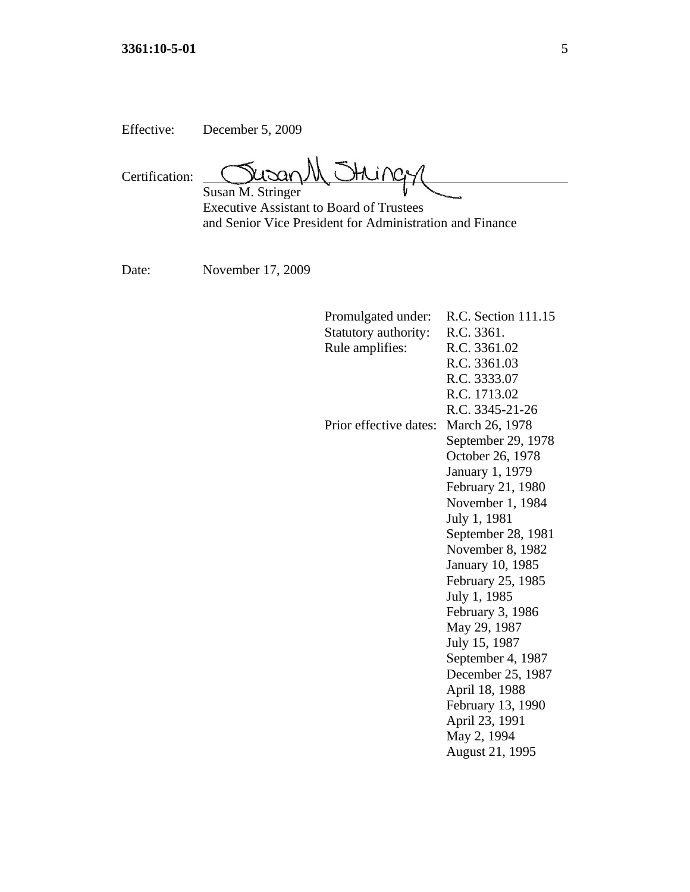Effective: December 5, 2009

Certification: Susan M. Stringer
Susan M. Stringer
Executive Assistant to Board of Trustees
and Senior Vice President for Administration and Finance

Date: November 17, 2009

| | |
|---|---|
| Promulgated under: | R.C. Section 111.15 |
| Statutory authority: | R.C. 3361. |
| Rule amplifies: | R.C. 3361.02 |
| | R.C. 3361.03 |
| | R.C. 3333.07 |
| | R.C. 1713.02 |
| | R.C. 3345-21-26 |
| Prior effective dates: | March 26, 1978 |
| | September 29, 1978 |
| | October 26, 1978 |
| | January 1, 1979 |
| | February 21, 1980 |
| | November 1, 1984 |
| | July 1, 1981 |
| | September 28, 1981 |
| | November 8, 1982 |
| | January 10, 1985 |
| | February 25, 1985 |
| | July 1, 1985 |
| | February 3, 1986 |
| | May 29, 1987 |
| | July 15, 1987 |
| | September 4, 1987 |
| | December 25, 1987 |
| | April 18, 1988 |
| | February 13, 1990 |
| | April 23, 1991 |
| | May 2, 1994 |
| | August 21, 1995 |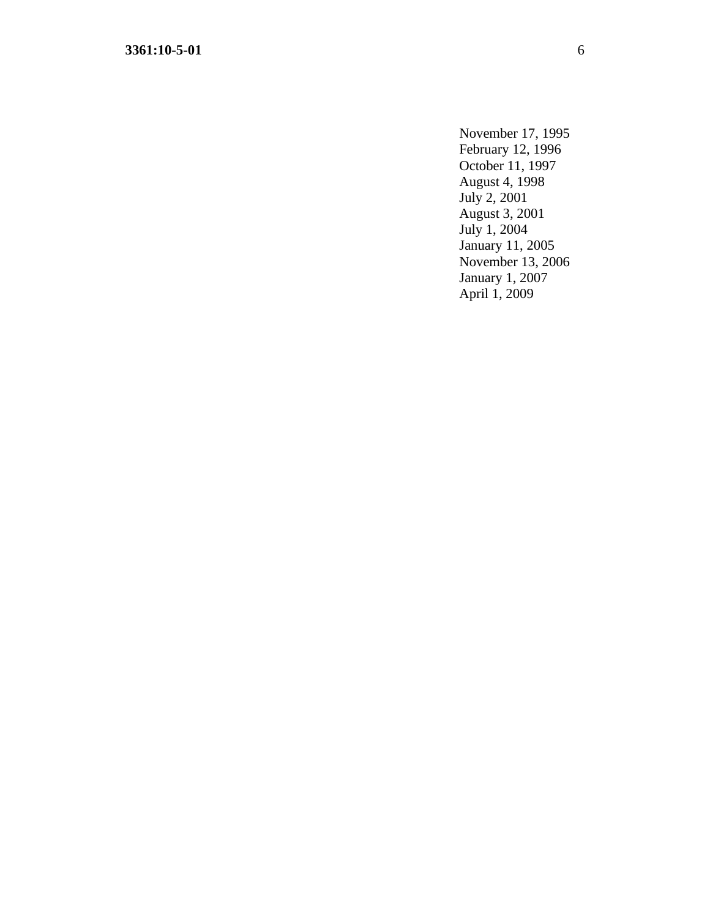November 17, 1995
February 12, 1996
October 11, 1997
August 4, 1998
July 2, 2001
August 3, 2001
July 1, 2004
January 11, 2005
November 13, 2006
January 1, 2007
April 1, 2009